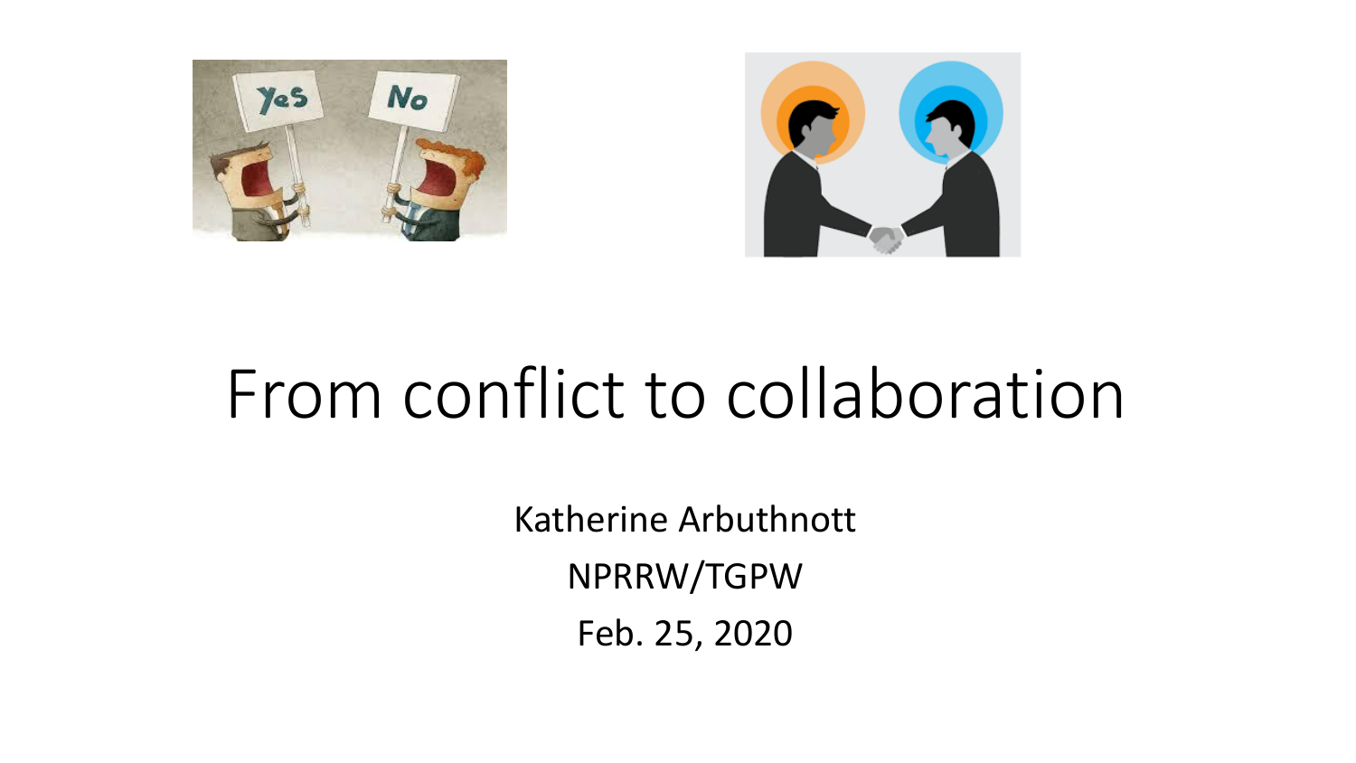# From conflict to collaboration

Katherine Arbuthnott

NPRRW/TGPW

Feb. 25, 2020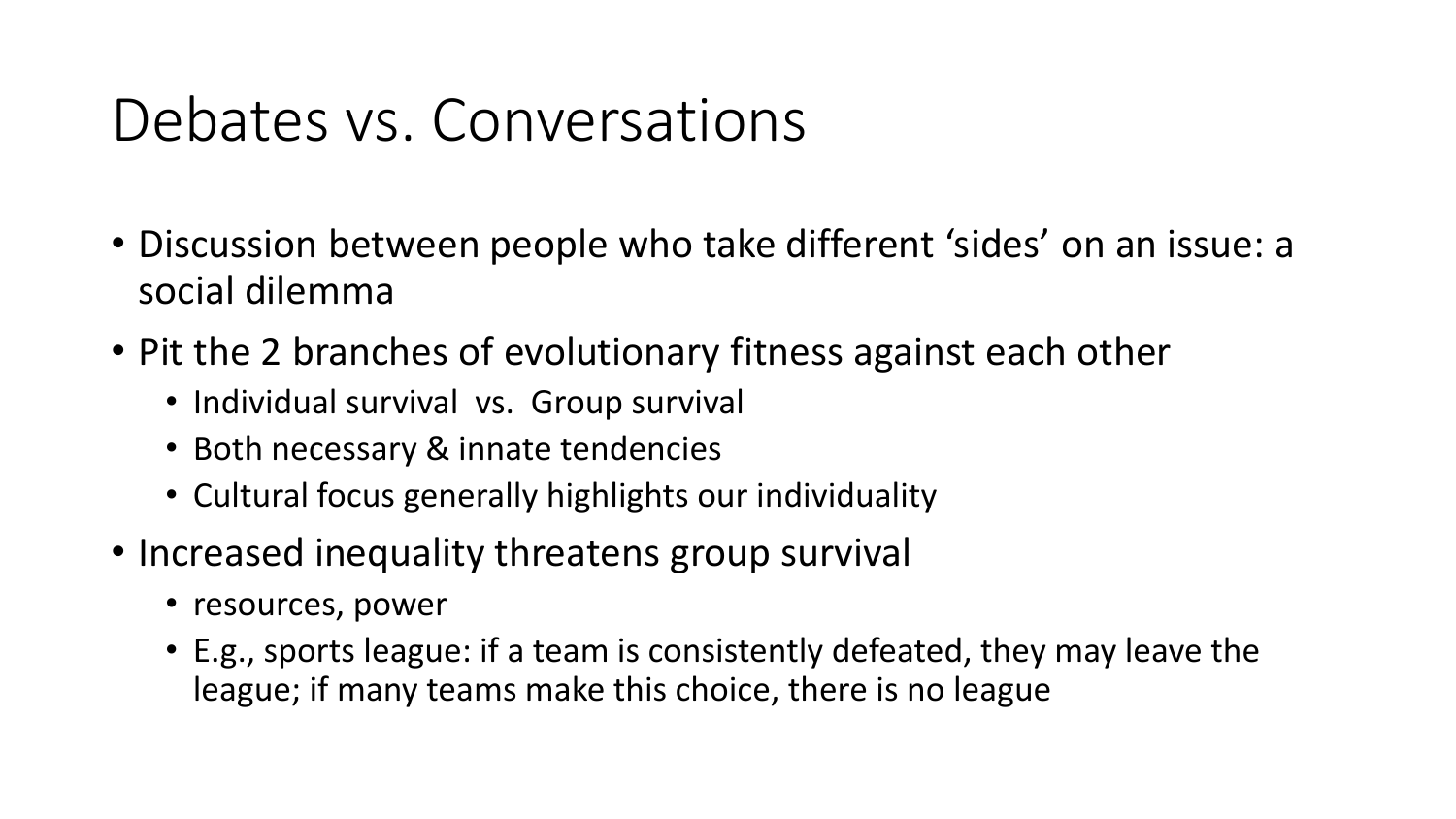# Debates vs. Conversations

- Discussion between people who take different 'sides' on an issue: a social dilemma
- Pit the 2 branches of evolutionary fitness against each other
  - Individual survival vs. Group survival
  - Both necessary & innate tendencies
  - Cultural focus generally highlights our individuality
- Increased inequality threatens group survival
  - resources, power
  - E.g., sports league: if a team is consistently defeated, they may leave the league; if many teams make this choice, there is no league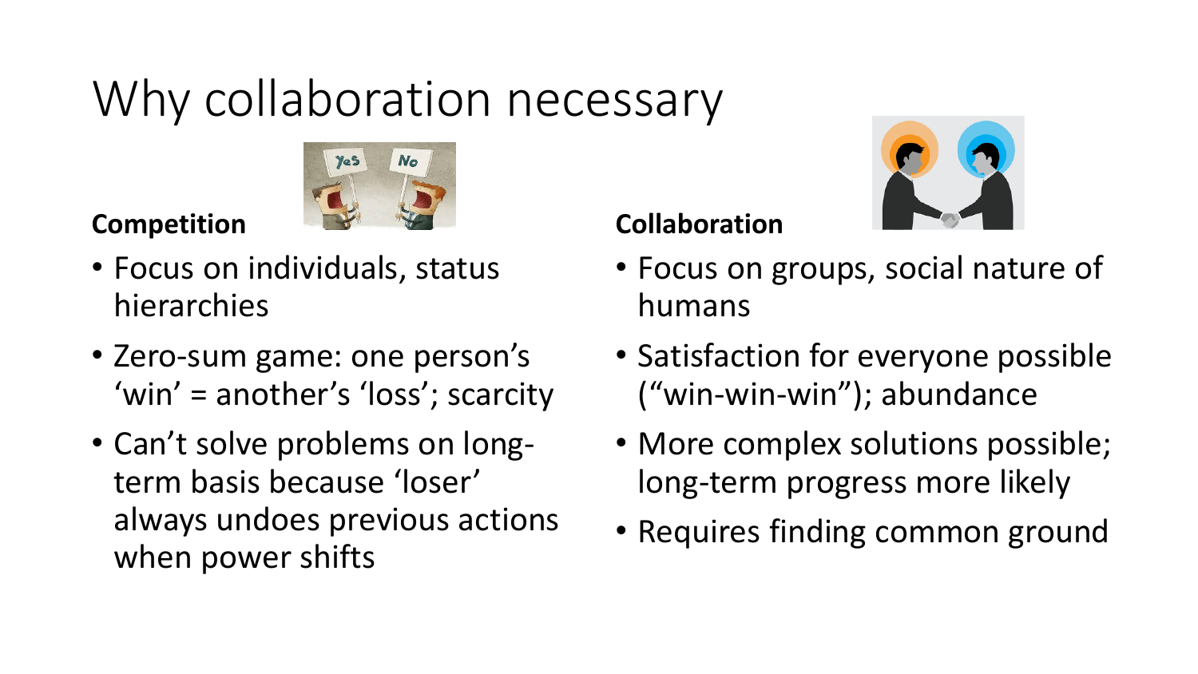# Why collaboration necessary

**Competition**

- Focus on individuals, status hierarchies
- Zero-sum game: one person's 'win' = another's 'loss'; scarcity
- Can't solve problems on long-term basis because 'loser' always undoes previous actions when power shifts

**Collaboration**

- Focus on groups, social nature of humans
- Satisfaction for everyone possible ("win-win-win"); abundance
- More complex solutions possible; long-term progress more likely
- Requires finding common ground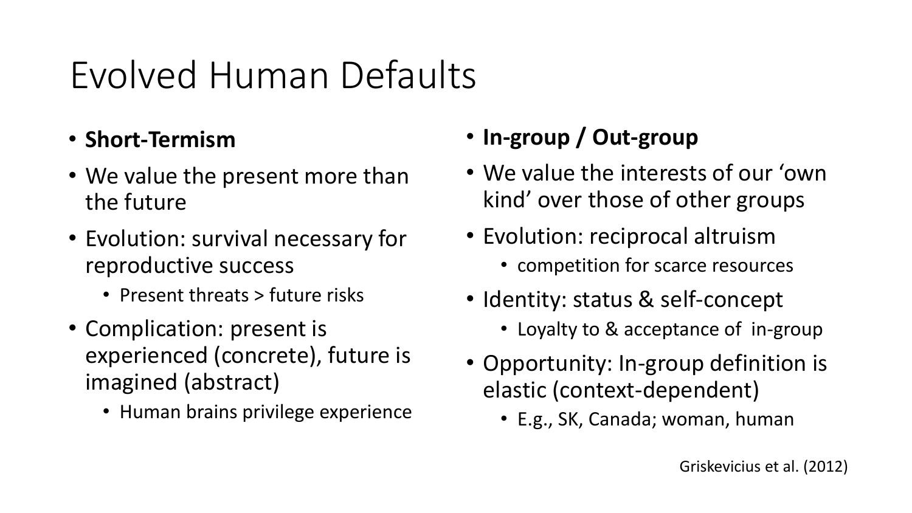# Evolved Human Defaults

- **Short-Termism**
- We value the present more than the future
- Evolution: survival necessary for reproductive success
  - Present threats > future risks
- Complication: present is experienced (concrete), future is imagined (abstract)
  - Human brains privilege experience

- **In-group / Out-group**
- We value the interests of our 'own kind' over those of other groups
- Evolution: reciprocal altruism
  - competition for scarce resources
- Identity: status & self-concept
  - Loyalty to & acceptance of in-group
- Opportunity: In-group definition is elastic (context-dependent)
  - E.g., SK, Canada; woman, human

Griskevicius et al. (2012)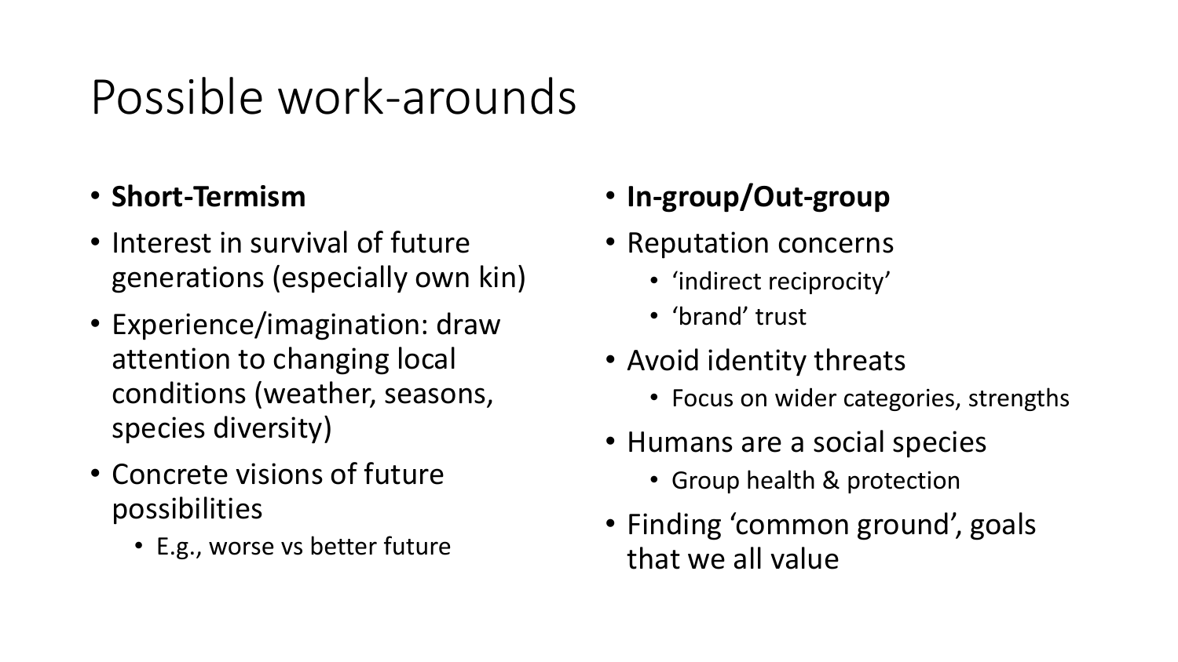# Possible work-arounds

- **Short-Termism**
- Interest in survival of future generations (especially own kin)
- Experience/imagination: draw attention to changing local conditions (weather, seasons, species diversity)
- Concrete visions of future possibilities
  - E.g., worse vs better future

- **In-group/Out-group**
- Reputation concerns
  - 'indirect reciprocity'
  - 'brand' trust
- Avoid identity threats
  - Focus on wider categories, strengths
- Humans are a social species
  - Group health & protection
- Finding 'common ground', goals that we all value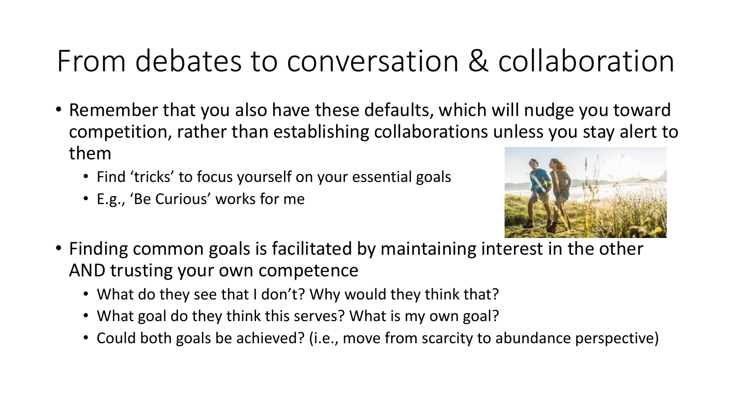# From debates to conversation & collaboration

- Remember that you also have these defaults, which will nudge you toward competition, rather than establishing collaborations unless you stay alert to them
  - Find 'tricks' to focus yourself on your essential goals
  - E.g., 'Be Curious' works for me
- Finding common goals is facilitated by maintaining interest in the other AND trusting your own competence
  - What do they see that I don't? Why would they think that?
  - What goal do they think this serves? What is my own goal?
  - Could both goals be achieved? (i.e., move from scarcity to abundance perspective)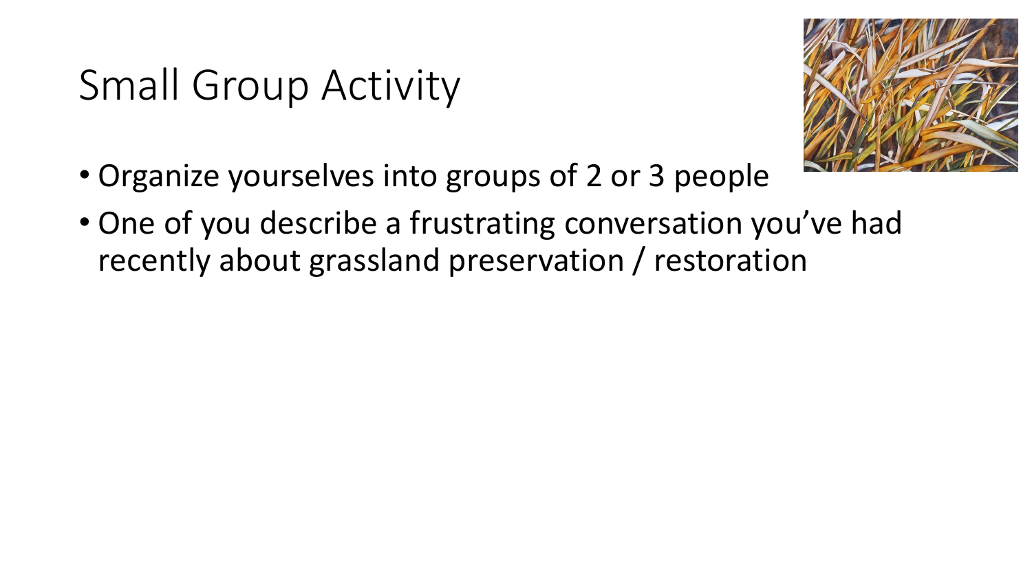# Small Group Activity

- Organize yourselves into groups of 2 or 3 people
- One of you describe a frustrating conversation you've had recently about grassland preservation / restoration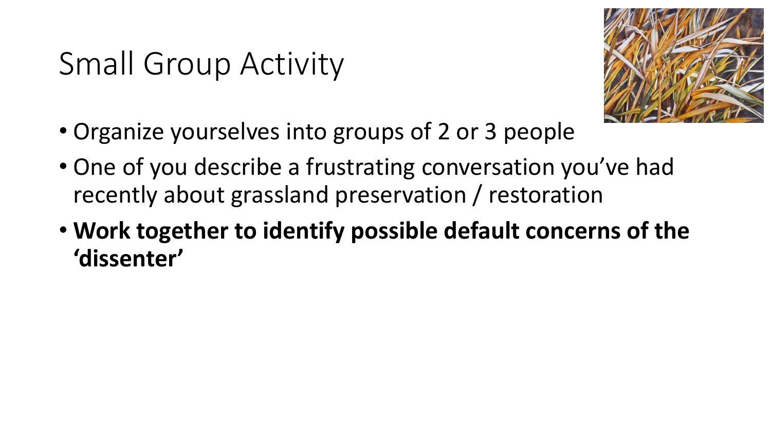# Small Group Activity

- Organize yourselves into groups of 2 or 3 people
- One of you describe a frustrating conversation you've had recently about grassland preservation / restoration
- **Work together to identify possible default concerns of the 'dissenter'**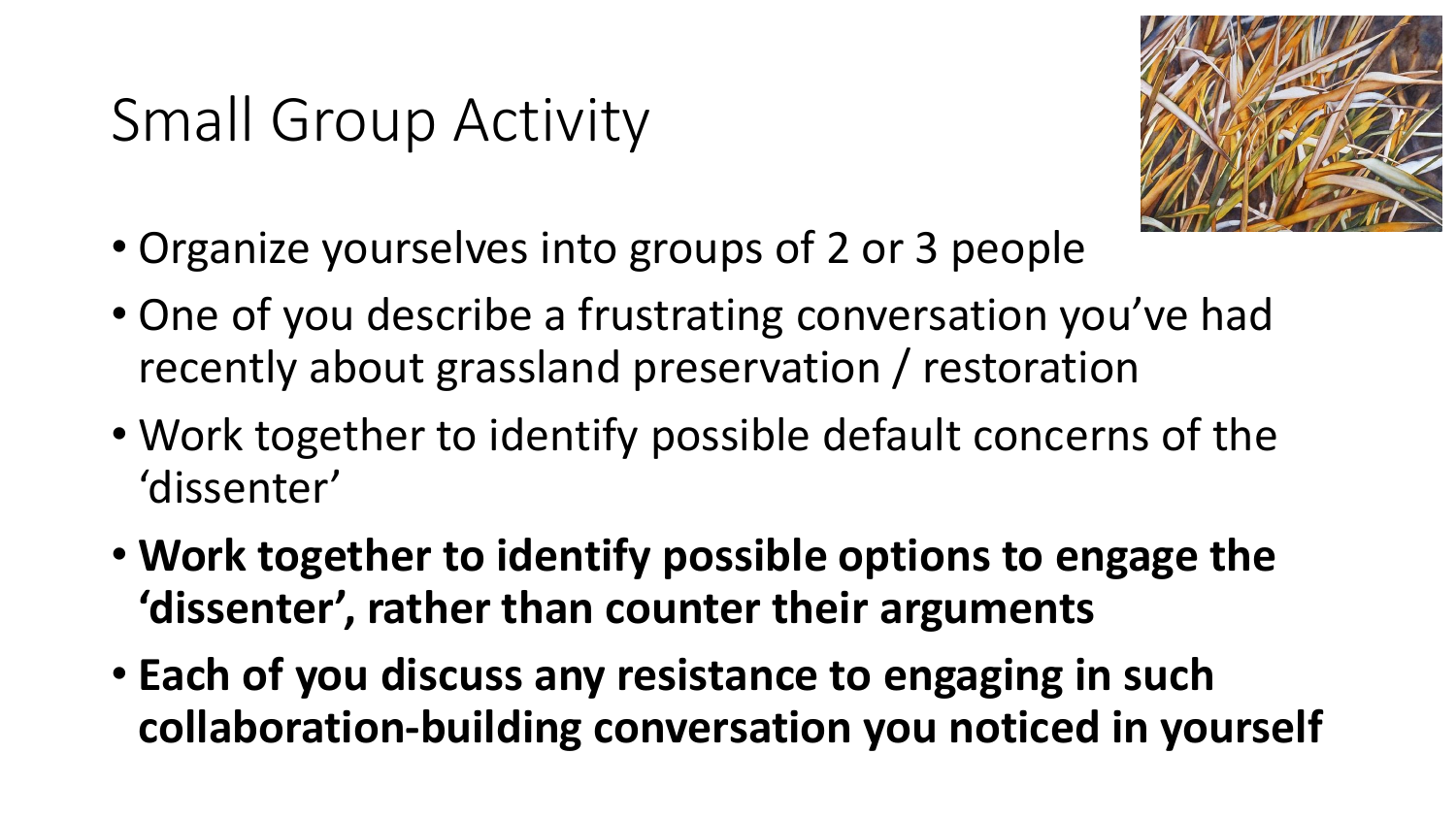# Small Group Activity

- Organize yourselves into groups of 2 or 3 people
- One of you describe a frustrating conversation you've had recently about grassland preservation / restoration
- Work together to identify possible default concerns of the 'dissenter'
- **Work together to identify possible options to engage the 'dissenter', rather than counter their arguments**
- **Each of you discuss any resistance to engaging in such collaboration-building conversation you noticed in yourself**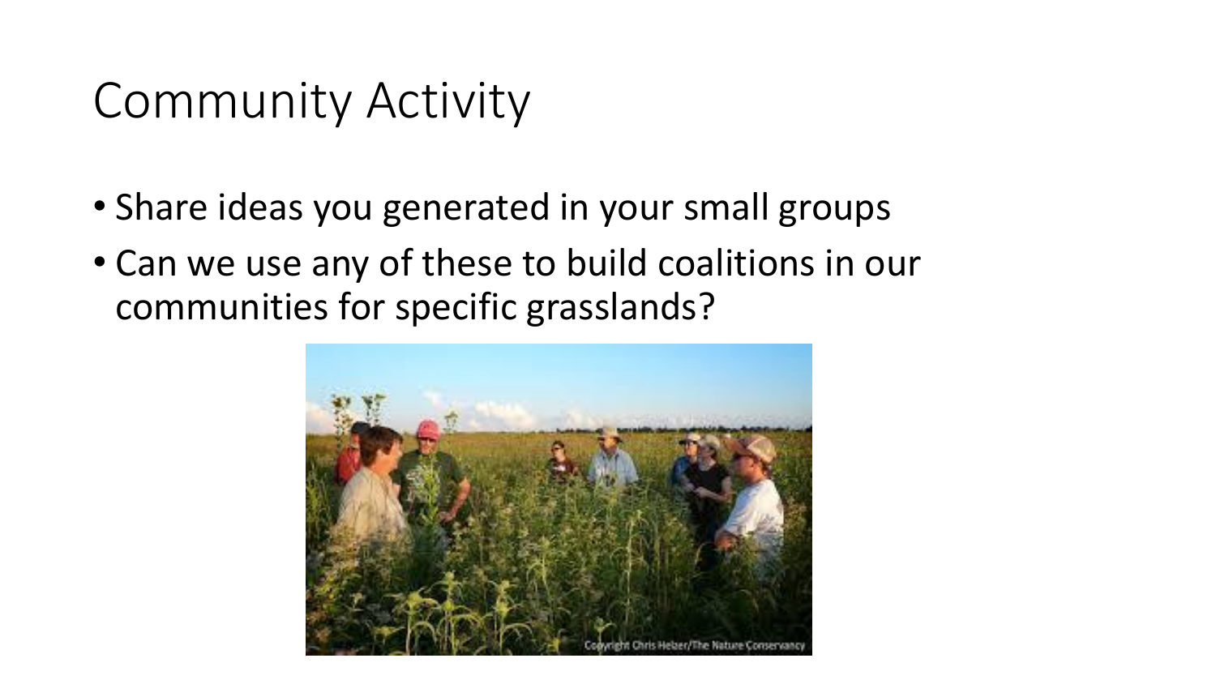# Community Activity

- Share ideas you generated in your small groups
- Can we use any of these to build coalitions in our communities for specific grasslands?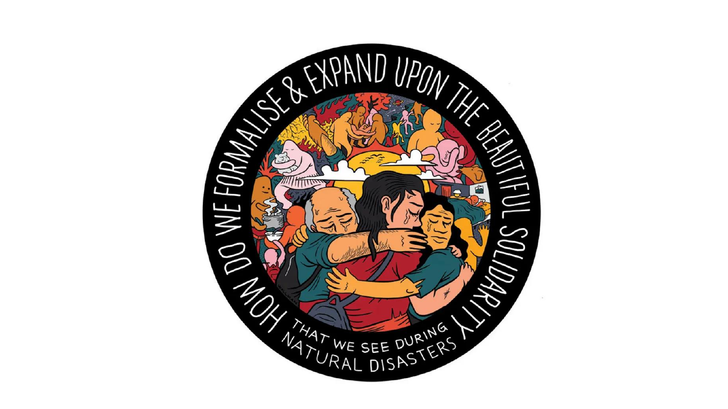HOW DO WE FORMALISE & EXPAND UPON THE BEAUTIFUL SOLIDARITY THAT WE SEE DURING NATURAL DISASTERS